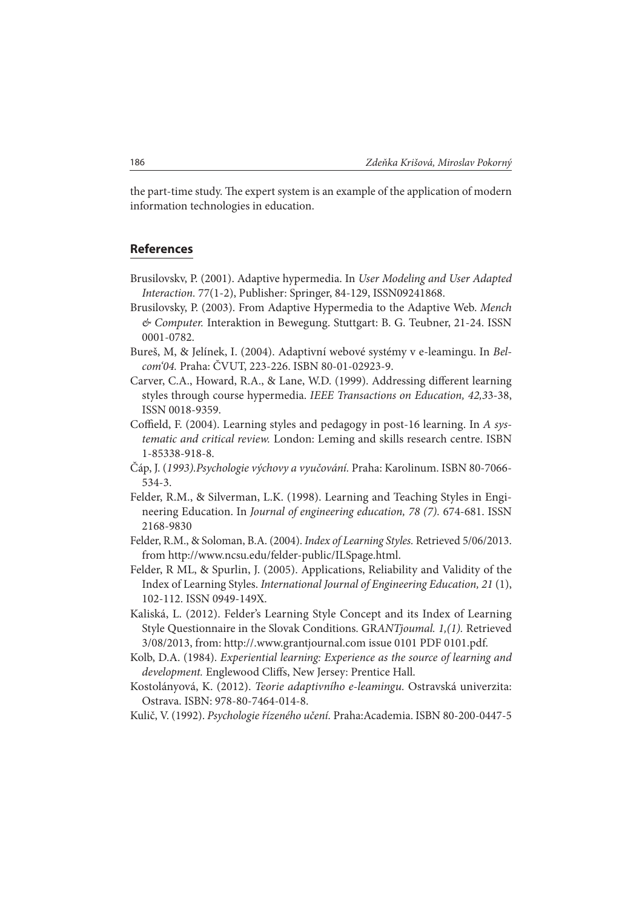the part-time study. The expert system is an example of the application of modern information technologies in education.

## References

Brusilovskv, P. (2001). Adaptive hypermedia. In *User Modeling and User Adapted Interaction.* 77(1-2), Publisher: Springer, 84-129, ISSN09241868.

Brusilovsky, P. (2003). From Adaptive Hypermedia to the Adaptive Web. *Mench & Computer.* Interaktion in Bewegung. Stuttgart: B. G. Teubner, 21-24. ISSN 0001-0782.

Bureš, M, & Jelínek, I. (2004). Adaptivní webové systémy v e-leamingu. In *Belcom'04.* Praha: ČVUT, 223-226. ISBN 80-01-02923-9.

Carver, C.A., Howard, R.A., & Lane, W.D. (1999). Addressing different learning styles through course hypermedia. *IEEE Transactions on Education, 42,3*3-38, ISSN 0018-9359.

Coffield, F. (2004). Learning styles and pedagogy in post-16 learning. In *A systematic and critical review.* London: Leming and skills research centre. ISBN 1-85338-918-8.

Čáp, J. (*1993).Psychologie výchovy a vyučování.* Praha: Karolinum. ISBN 80-7066-534-3.

Felder, R.M., & Silverman, L.K. (1998). Learning and Teaching Styles in Engineering Education. In *Journal of engineering education, 78 (7).* 674-681. ISSN 2168-9830

Felder, R.M., & Soloman, B.A. (2004). *Index of Learning Styles.* Retrieved 5/06/2013. from http://www.ncsu.edu/felder-public/ILSpage.html.

Felder, R ML, & Spurlin, J. (2005). Applications, Reliability and Validity of the Index of Learning Styles. *International Journal of Engineering Education, 21* (1), 102-112. ISSN 0949-149X.

Kaliská, L. (2012). Felder's Learning Style Concept and its Index of Learning Style Questionnaire in the Slovak Conditions. GR*ANTjoumal. 1,(1).* Retrieved 3/08/2013, from: http://.www.grantjournal.com issue 0101 PDF 0101.pdf.

Kolb, D.A. (1984). *Experiential learning: Experience as the source of learning and development.* Englewood Cliffs, New Jersey: Prentice Hall.

Kostolányová, K. (2012). *Teorie adaptivního e-leamingu.* Ostravská univerzita: Ostrava. ISBN: 978-80-7464-014-8.

Kulič, V. (1992). *Psychologie řízeného učení.* Praha:Academia. ISBN 80-200-0447-5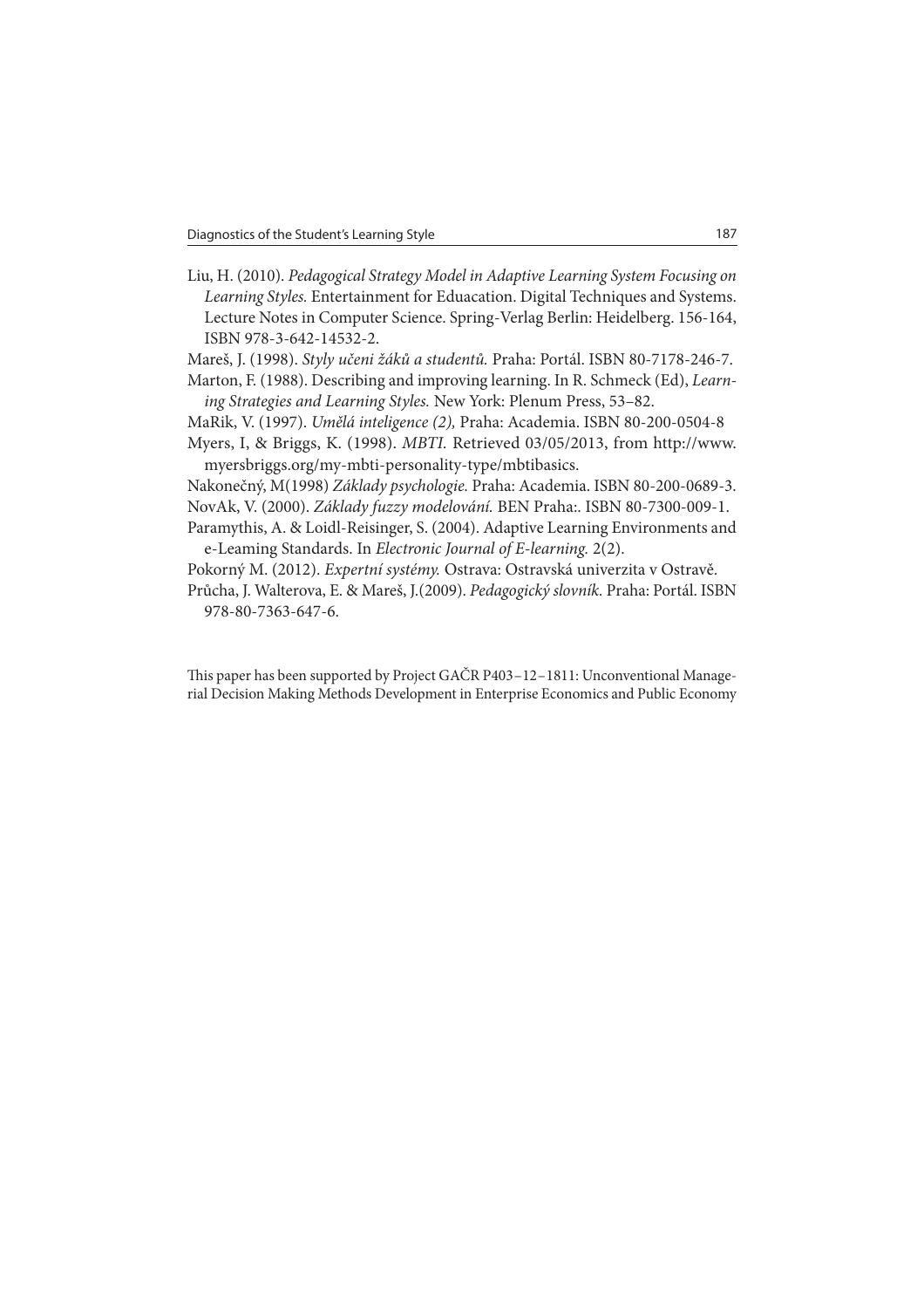Liu, H. (2010). *Pedagogical Strategy Model in Adaptive Learning System Focusing on Learning Styles.* Entertainment for Eduacation. Digital Techniques and Systems. Lecture Notes in Computer Science. Spring-Verlag Berlin: Heidelberg. 156-164, ISBN 978-3-642-14532-2.

Mareš, J. (1998). *Styly učeni žáků a studentů.* Praha: Portál. ISBN 80-7178-246-7.

Marton, F. (1988). Describing and improving learning. In R. Schmeck (Ed), *Learning Strategies and Learning Styles.* New York: Plenum Press, 53–82.

MaRik, V. (1997). *Umělá inteligence (2),* Praha: Academia. ISBN 80-200-0504-8

Myers, I, & Briggs, K. (1998). *MBTI.* Retrieved 03/05/2013, from http://www.myersbriggs.org/my-mbti-personality-type/mbtibasics.

Nakonečný, M(1998) *Základy psychologie.* Praha: Academia. ISBN 80-200-0689-3.

NovAk, V. (2000). *Základy fuzzy modelování.* BEN Praha:. ISBN 80-7300-009-1.

Paramythis, A. & Loidl-Reisinger, S. (2004). Adaptive Learning Environments and e-Leaming Standards. In *Electronic Journal of E-learning.* 2(2).

Pokorný M. (2012). *Expertní systémy.* Ostrava: Ostravská univerzita v Ostravě.

Průcha, J. Walterova, E. & Mareš, J.(2009). *Pedagogický slovník.* Praha: Portál. ISBN 978-80-7363-647-6.

This paper has been supported by Project GAČR P403–12–1811: Unconventional Managerial Decision Making Methods Development in Enterprise Economics and Public Economy